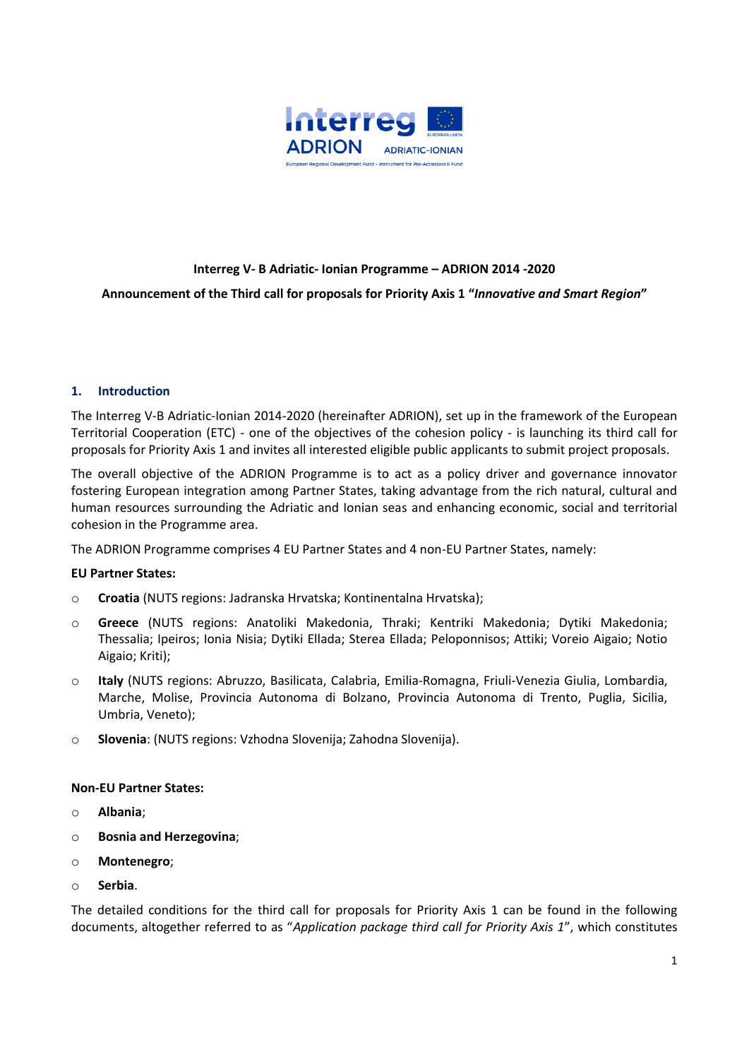**Interreg V- B Adriatic- Ionian Programme – ADRION 2014 -2020**

**Announcement of the Third call for proposals for Priority Axis 1 "*Innovative and Smart Region*"**

## 1. Introduction

The Interreg V-B Adriatic-Ionian 2014-2020 (hereinafter ADRION), set up in the framework of the European Territorial Cooperation (ETC) - one of the objectives of the cohesion policy - is launching its third call for proposals for Priority Axis 1 and invites all interested eligible public applicants to submit project proposals.

The overall objective of the ADRION Programme is to act as a policy driver and governance innovator fostering European integration among Partner States, taking advantage from the rich natural, cultural and human resources surrounding the Adriatic and Ionian seas and enhancing economic, social and territorial cohesion in the Programme area.

The ADRION Programme comprises 4 EU Partner States and 4 non-EU Partner States, namely:

**EU Partner States:**

- **Croatia** (NUTS regions: Jadranska Hrvatska; Kontinentalna Hrvatska);
- **Greece** (NUTS regions: Anatoliki Makedonia, Thraki; Kentriki Makedonia; Dytiki Makedonia; Thessalia; Ipeiros; Ionia Nisia; Dytiki Ellada; Sterea Ellada; Peloponnisos; Attiki; Voreio Aigaio; Notio Aigaio; Kriti);
- **Italy** (NUTS regions: Abruzzo, Basilicata, Calabria, Emilia-Romagna, Friuli-Venezia Giulia, Lombardia, Marche, Molise, Provincia Autonoma di Bolzano, Provincia Autonoma di Trento, Puglia, Sicilia, Umbria, Veneto);
- **Slovenia**: (NUTS regions: Vzhodna Slovenija; Zahodna Slovenija).

**Non-EU Partner States:**

- **Albania**;
- **Bosnia and Herzegovina**;
- **Montenegro**;
- **Serbia**.

The detailed conditions for the third call for proposals for Priority Axis 1 can be found in the following documents, altogether referred to as "*Application package third call for Priority Axis 1*", which constitutes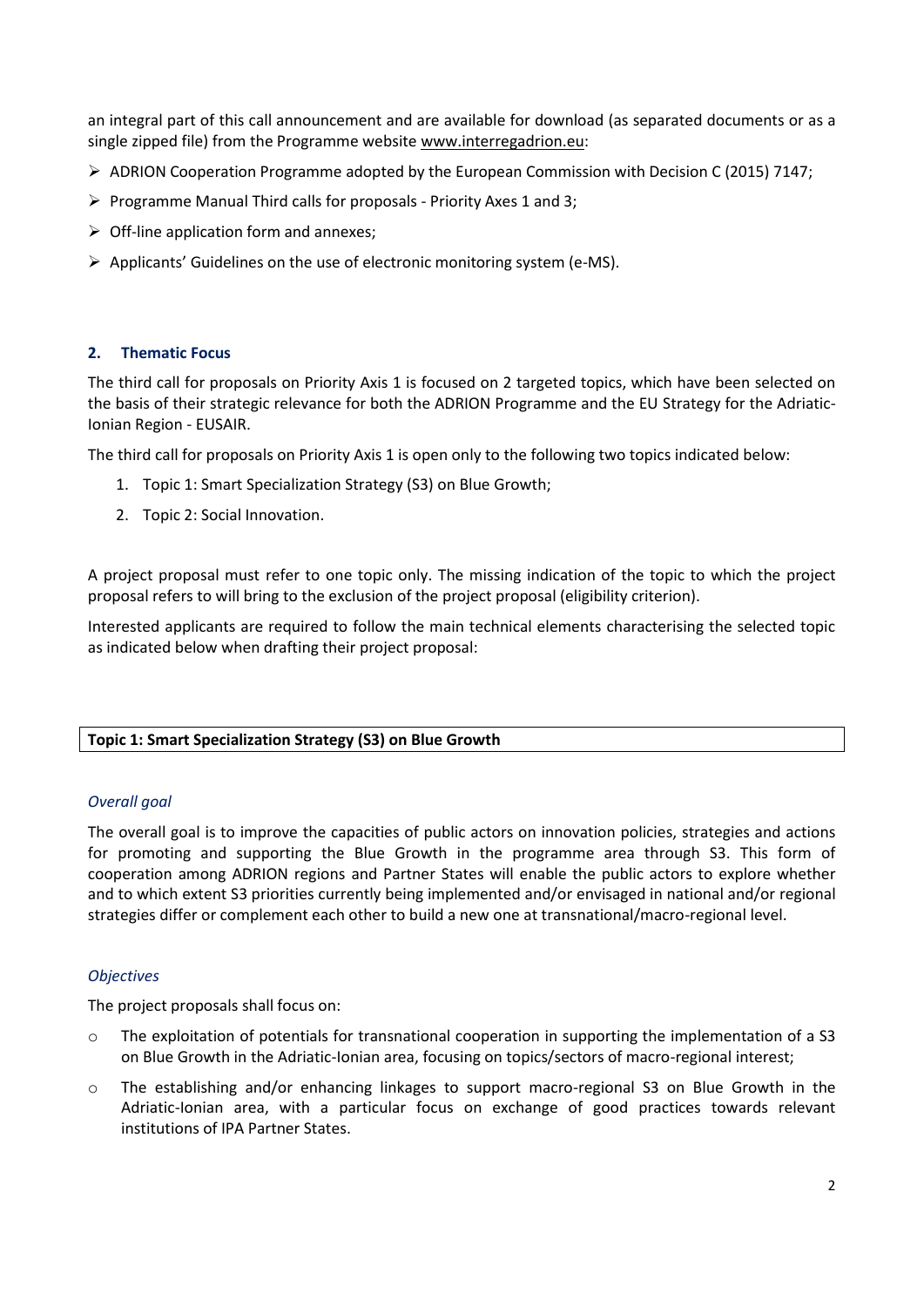an integral part of this call announcement and are available for download (as separated documents or as a single zipped file) from the Programme website www.interregadrion.eu:

- ADRION Cooperation Programme adopted by the European Commission with Decision C (2015) 7147;
- Programme Manual Third calls for proposals - Priority Axes 1 and 3;
- Off-line application form and annexes;
- Applicants' Guidelines on the use of electronic monitoring system (e-MS).

## 2. Thematic Focus

The third call for proposals on Priority Axis 1 is focused on 2 targeted topics, which have been selected on the basis of their strategic relevance for both the ADRION Programme and the EU Strategy for the Adriatic-Ionian Region - EUSAIR.

The third call for proposals on Priority Axis 1 is open only to the following two topics indicated below:

1. Topic 1: Smart Specialization Strategy (S3) on Blue Growth;
2. Topic 2: Social Innovation.

A project proposal must refer to one topic only. The missing indication of the topic to which the project proposal refers to will bring to the exclusion of the project proposal (eligibility criterion).

Interested applicants are required to follow the main technical elements characterising the selected topic as indicated below when drafting their project proposal:

### Topic 1: Smart Specialization Strategy (S3) on Blue Growth

*Overall goal*

The overall goal is to improve the capacities of public actors on innovation policies, strategies and actions for promoting and supporting the Blue Growth in the programme area through S3. This form of cooperation among ADRION regions and Partner States will enable the public actors to explore whether and to which extent S3 priorities currently being implemented and/or envisaged in national and/or regional strategies differ or complement each other to build a new one at transnational/macro-regional level.

*Objectives*

The project proposals shall focus on:

- The exploitation of potentials for transnational cooperation in supporting the implementation of a S3 on Blue Growth in the Adriatic-Ionian area, focusing on topics/sectors of macro-regional interest;
- The establishing and/or enhancing linkages to support macro-regional S3 on Blue Growth in the Adriatic-Ionian area, with a particular focus on exchange of good practices towards relevant institutions of IPA Partner States.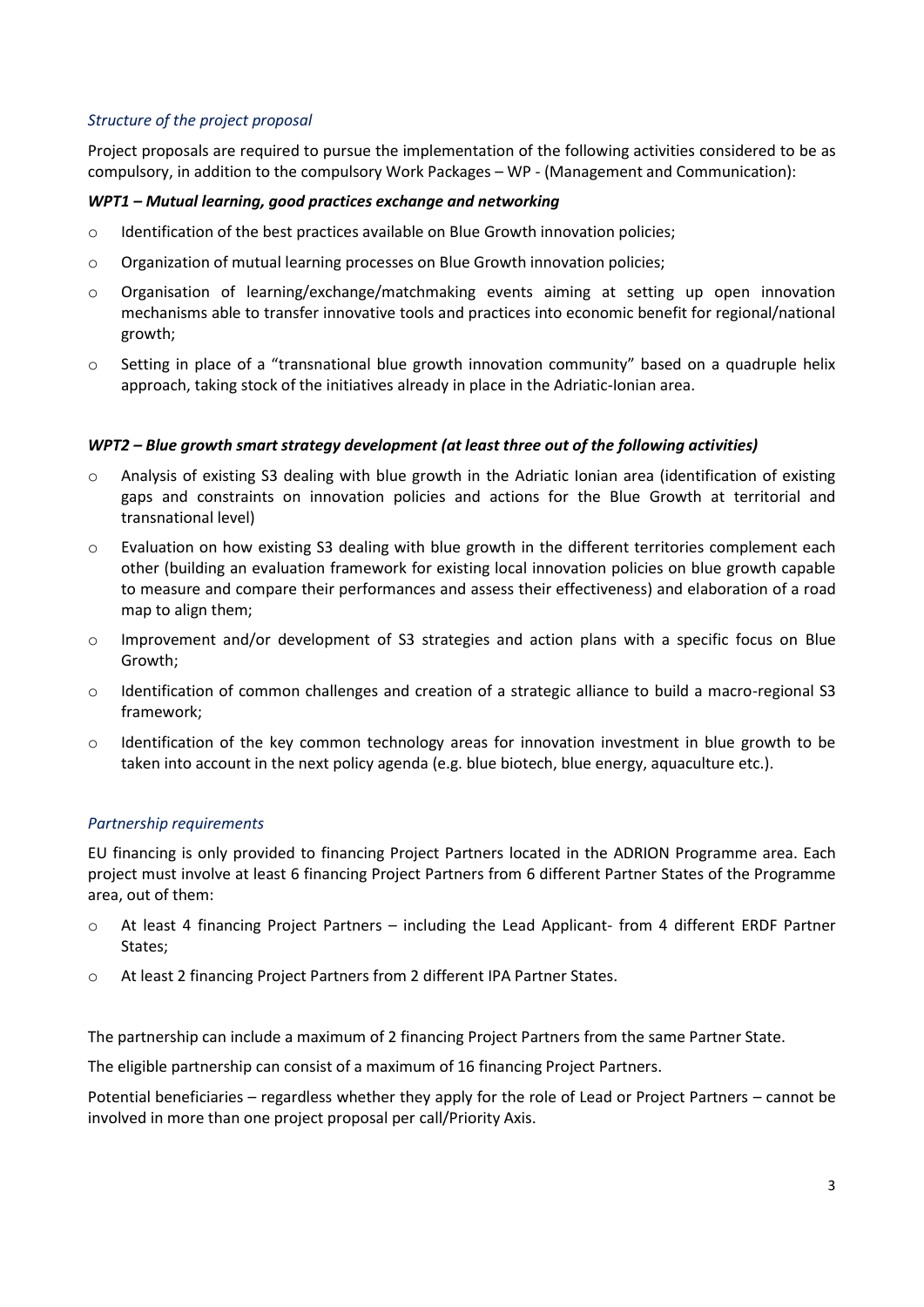*Structure of the project proposal*

Project proposals are required to pursue the implementation of the following activities considered to be as compulsory, in addition to the compulsory Work Packages – WP - (Management and Communication):

***WPT1 – Mutual learning, good practices exchange and networking***

- Identification of the best practices available on Blue Growth innovation policies;
- Organization of mutual learning processes on Blue Growth innovation policies;
- Organisation of learning/exchange/matchmaking events aiming at setting up open innovation mechanisms able to transfer innovative tools and practices into economic benefit for regional/national growth;
- Setting in place of a "transnational blue growth innovation community" based on a quadruple helix approach, taking stock of the initiatives already in place in the Adriatic-Ionian area.

***WPT2 – Blue growth smart strategy development (at least three out of the following activities)***

- Analysis of existing S3 dealing with blue growth in the Adriatic Ionian area (identification of existing gaps and constraints on innovation policies and actions for the Blue Growth at territorial and transnational level)
- Evaluation on how existing S3 dealing with blue growth in the different territories complement each other (building an evaluation framework for existing local innovation policies on blue growth capable to measure and compare their performances and assess their effectiveness) and elaboration of a road map to align them;
- Improvement and/or development of S3 strategies and action plans with a specific focus on Blue Growth;
- Identification of common challenges and creation of a strategic alliance to build a macro-regional S3 framework;
- Identification of the key common technology areas for innovation investment in blue growth to be taken into account in the next policy agenda (e.g. blue biotech, blue energy, aquaculture etc.).

*Partnership requirements*

EU financing is only provided to financing Project Partners located in the ADRION Programme area. Each project must involve at least 6 financing Project Partners from 6 different Partner States of the Programme area, out of them:

- At least 4 financing Project Partners – including the Lead Applicant- from 4 different ERDF Partner States;
- At least 2 financing Project Partners from 2 different IPA Partner States.

The partnership can include a maximum of 2 financing Project Partners from the same Partner State.

The eligible partnership can consist of a maximum of 16 financing Project Partners.

Potential beneficiaries – regardless whether they apply for the role of Lead or Project Partners – cannot be involved in more than one project proposal per call/Priority Axis.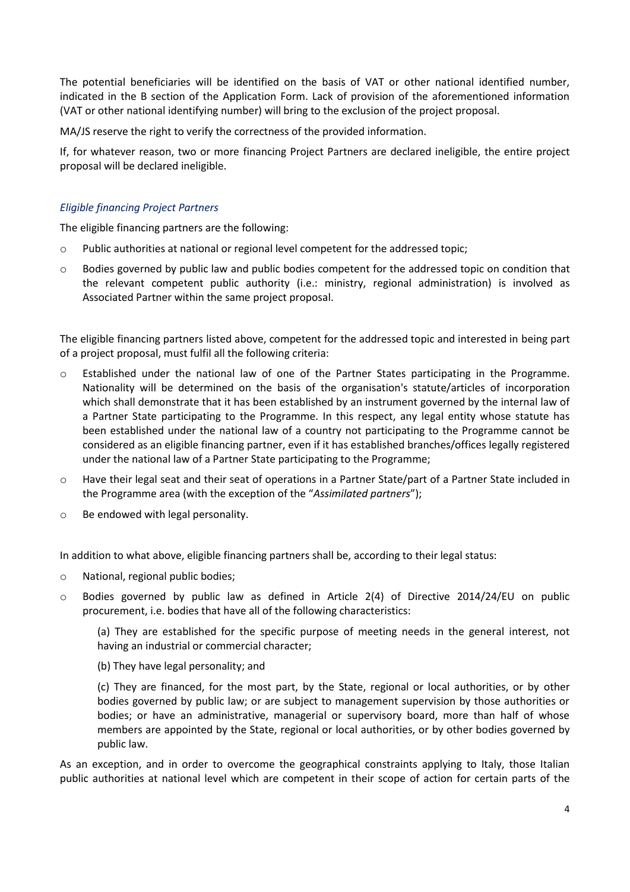The potential beneficiaries will be identified on the basis of VAT or other national identified number, indicated in the B section of the Application Form. Lack of provision of the aforementioned information (VAT or other national identifying number) will bring to the exclusion of the project proposal.

MA/JS reserve the right to verify the correctness of the provided information.

If, for whatever reason, two or more financing Project Partners are declared ineligible, the entire project proposal will be declared ineligible.

### *Eligible financing Project Partners*

The eligible financing partners are the following:

- Public authorities at national or regional level competent for the addressed topic;
- Bodies governed by public law and public bodies competent for the addressed topic on condition that the relevant competent public authority (i.e.: ministry, regional administration) is involved as Associated Partner within the same project proposal.

The eligible financing partners listed above, competent for the addressed topic and interested in being part of a project proposal, must fulfil all the following criteria:

- Established under the national law of one of the Partner States participating in the Programme. Nationality will be determined on the basis of the organisation's statute/articles of incorporation which shall demonstrate that it has been established by an instrument governed by the internal law of a Partner State participating to the Programme. In this respect, any legal entity whose statute has been established under the national law of a country not participating to the Programme cannot be considered as an eligible financing partner, even if it has established branches/offices legally registered under the national law of a Partner State participating to the Programme;
- Have their legal seat and their seat of operations in a Partner State/part of a Partner State included in the Programme area (with the exception of the "*Assimilated partners*");
- Be endowed with legal personality.

In addition to what above, eligible financing partners shall be, according to their legal status:

- National, regional public bodies;
- Bodies governed by public law as defined in Article 2(4) of Directive 2014/24/EU on public procurement, i.e. bodies that have all of the following characteristics:

  (a) They are established for the specific purpose of meeting needs in the general interest, not having an industrial or commercial character;

  (b) They have legal personality; and

  (c) They are financed, for the most part, by the State, regional or local authorities, or by other bodies governed by public law; or are subject to management supervision by those authorities or bodies; or have an administrative, managerial or supervisory board, more than half of whose members are appointed by the State, regional or local authorities, or by other bodies governed by public law.

As an exception, and in order to overcome the geographical constraints applying to Italy, those Italian public authorities at national level which are competent in their scope of action for certain parts of the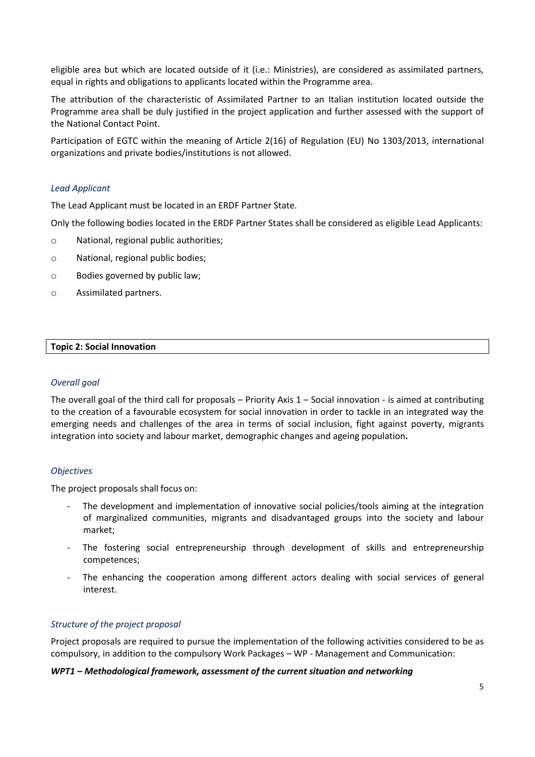eligible area but which are located outside of it (i.e.: Ministries), are considered as assimilated partners, equal in rights and obligations to applicants located within the Programme area.

The attribution of the characteristic of Assimilated Partner to an Italian institution located outside the Programme area shall be duly justified in the project application and further assessed with the support of the National Contact Point.

Participation of EGTC within the meaning of Article 2(16) of Regulation (EU) No 1303/2013, international organizations and private bodies/institutions is not allowed.

*Lead Applicant*

The Lead Applicant must be located in an ERDF Partner State.

Only the following bodies located in the ERDF Partner States shall be considered as eligible Lead Applicants:

- National, regional public authorities;
- National, regional public bodies;
- Bodies governed by public law;
- Assimilated partners.

| **Topic 2: Social Innovation** |
|---|

*Overall goal*

The overall goal of the third call for proposals – Priority Axis 1 – Social innovation - is aimed at contributing to the creation of a favourable ecosystem for social innovation in order to tackle in an integrated way the emerging needs and challenges of the area in terms of social inclusion, fight against poverty, migrants integration into society and labour market, demographic changes and ageing population**.**

*Objectives*

The project proposals shall focus on:

- The development and implementation of innovative social policies/tools aiming at the integration of marginalized communities, migrants and disadvantaged groups into the society and labour market;
- The fostering social entrepreneurship through development of skills and entrepreneurship competences;
- The enhancing the cooperation among different actors dealing with social services of general interest.

*Structure of the project proposal*

Project proposals are required to pursue the implementation of the following activities considered to be as compulsory, in addition to the compulsory Work Packages – WP - Management and Communication:

***WPT1 – Methodological framework, assessment of the current situation and networking***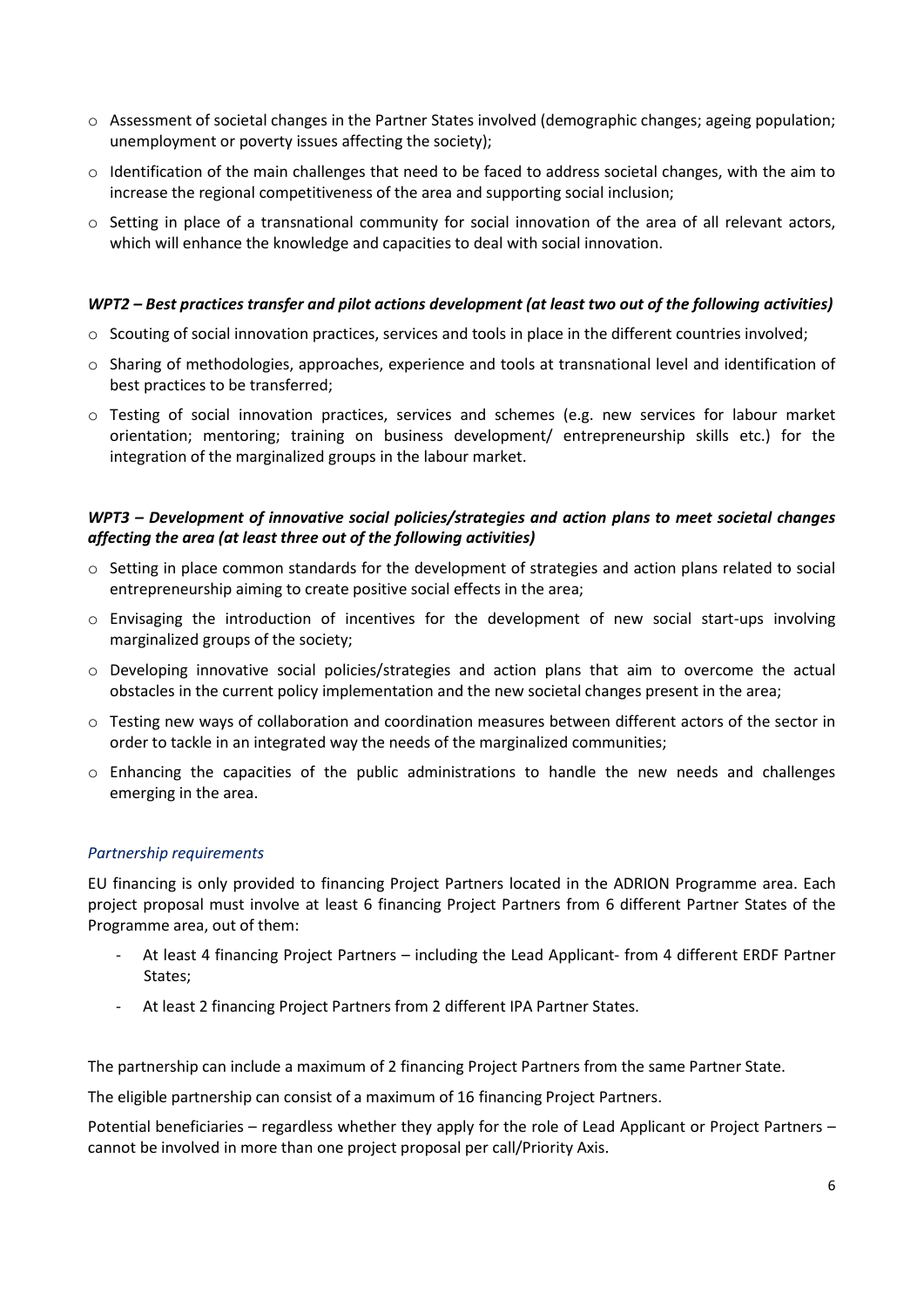- Assessment of societal changes in the Partner States involved (demographic changes; ageing population; unemployment or poverty issues affecting the society);
- Identification of the main challenges that need to be faced to address societal changes, with the aim to increase the regional competitiveness of the area and supporting social inclusion;
- Setting in place of a transnational community for social innovation of the area of all relevant actors, which will enhance the knowledge and capacities to deal with social innovation.

***WPT2 – Best practices transfer and pilot actions development (at least two out of the following activities)***

- Scouting of social innovation practices, services and tools in place in the different countries involved;
- Sharing of methodologies, approaches, experience and tools at transnational level and identification of best practices to be transferred;
- Testing of social innovation practices, services and schemes (e.g. new services for labour market orientation; mentoring; training on business development/ entrepreneurship skills etc.) for the integration of the marginalized groups in the labour market.

***WPT3 – Development of innovative social policies/strategies and action plans to meet societal changes affecting the area (at least three out of the following activities)***

- Setting in place common standards for the development of strategies and action plans related to social entrepreneurship aiming to create positive social effects in the area;
- Envisaging the introduction of incentives for the development of new social start-ups involving marginalized groups of the society;
- Developing innovative social policies/strategies and action plans that aim to overcome the actual obstacles in the current policy implementation and the new societal changes present in the area;
- Testing new ways of collaboration and coordination measures between different actors of the sector in order to tackle in an integrated way the needs of the marginalized communities;
- Enhancing the capacities of the public administrations to handle the new needs and challenges emerging in the area.

*Partnership requirements*

EU financing is only provided to financing Project Partners located in the ADRION Programme area. Each project proposal must involve at least 6 financing Project Partners from 6 different Partner States of the Programme area, out of them:

- At least 4 financing Project Partners – including the Lead Applicant- from 4 different ERDF Partner States;
- At least 2 financing Project Partners from 2 different IPA Partner States.

The partnership can include a maximum of 2 financing Project Partners from the same Partner State.

The eligible partnership can consist of a maximum of 16 financing Project Partners.

Potential beneficiaries – regardless whether they apply for the role of Lead Applicant or Project Partners – cannot be involved in more than one project proposal per call/Priority Axis.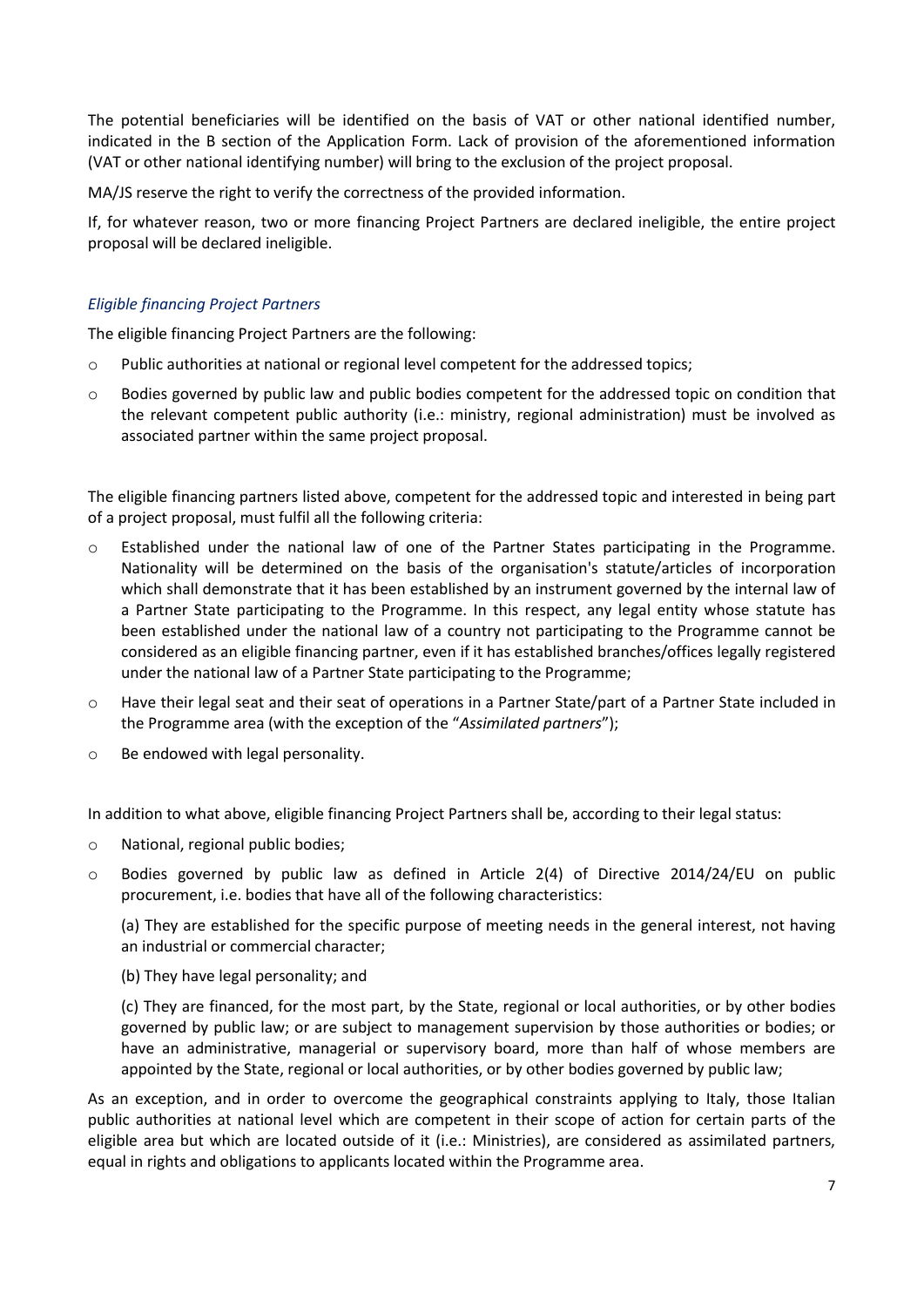The potential beneficiaries will be identified on the basis of VAT or other national identified number, indicated in the B section of the Application Form. Lack of provision of the aforementioned information (VAT or other national identifying number) will bring to the exclusion of the project proposal.

MA/JS reserve the right to verify the correctness of the provided information.

If, for whatever reason, two or more financing Project Partners are declared ineligible, the entire project proposal will be declared ineligible.

*Eligible financing Project Partners*

The eligible financing Project Partners are the following:

- Public authorities at national or regional level competent for the addressed topics;
- Bodies governed by public law and public bodies competent for the addressed topic on condition that the relevant competent public authority (i.e.: ministry, regional administration) must be involved as associated partner within the same project proposal.

The eligible financing partners listed above, competent for the addressed topic and interested in being part of a project proposal, must fulfil all the following criteria:

- Established under the national law of one of the Partner States participating in the Programme. Nationality will be determined on the basis of the organisation's statute/articles of incorporation which shall demonstrate that it has been established by an instrument governed by the internal law of a Partner State participating to the Programme. In this respect, any legal entity whose statute has been established under the national law of a country not participating to the Programme cannot be considered as an eligible financing partner, even if it has established branches/offices legally registered under the national law of a Partner State participating to the Programme;
- Have their legal seat and their seat of operations in a Partner State/part of a Partner State included in the Programme area (with the exception of the "*Assimilated partners*");
- Be endowed with legal personality.

In addition to what above, eligible financing Project Partners shall be, according to their legal status:

- National, regional public bodies;
- Bodies governed by public law as defined in Article 2(4) of Directive 2014/24/EU on public procurement, i.e. bodies that have all of the following characteristics:

  (a) They are established for the specific purpose of meeting needs in the general interest, not having an industrial or commercial character;

  (b) They have legal personality; and

  (c) They are financed, for the most part, by the State, regional or local authorities, or by other bodies governed by public law; or are subject to management supervision by those authorities or bodies; or have an administrative, managerial or supervisory board, more than half of whose members are appointed by the State, regional or local authorities, or by other bodies governed by public law;

As an exception, and in order to overcome the geographical constraints applying to Italy, those Italian public authorities at national level which are competent in their scope of action for certain parts of the eligible area but which are located outside of it (i.e.: Ministries), are considered as assimilated partners, equal in rights and obligations to applicants located within the Programme area.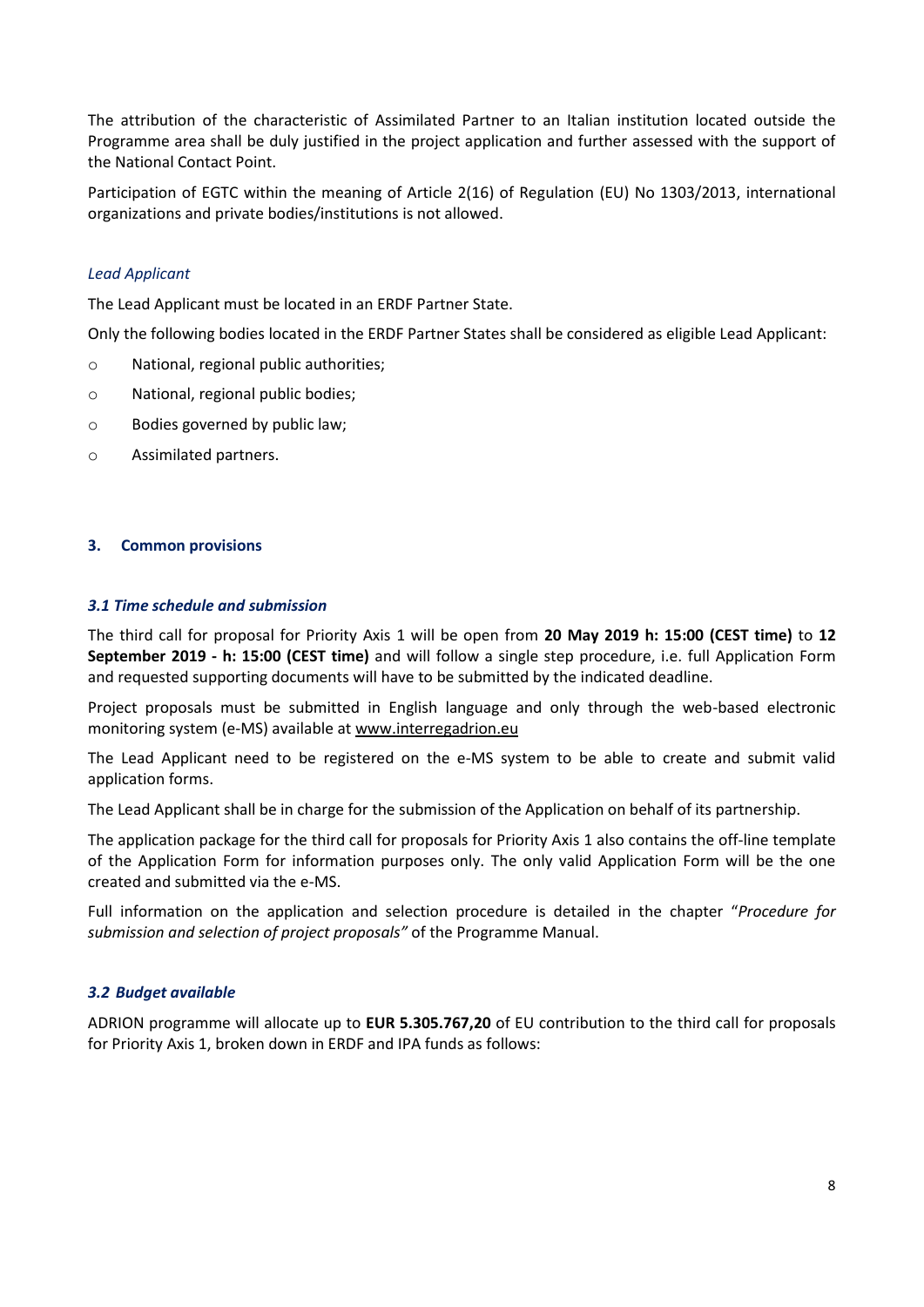The attribution of the characteristic of Assimilated Partner to an Italian institution located outside the Programme area shall be duly justified in the project application and further assessed with the support of the National Contact Point.

Participation of EGTC within the meaning of Article 2(16) of Regulation (EU) No 1303/2013, international organizations and private bodies/institutions is not allowed.

*Lead Applicant*

The Lead Applicant must be located in an ERDF Partner State.

Only the following bodies located in the ERDF Partner States shall be considered as eligible Lead Applicant:

- National, regional public authorities;
- National, regional public bodies;
- Bodies governed by public law;
- Assimilated partners.

## 3. Common provisions

### *3.1 Time schedule and submission*

The third call for proposal for Priority Axis 1 will be open from **20 May 2019 h: 15:00 (CEST time)** to **12 September 2019 - h: 15:00 (CEST time)** and will follow a single step procedure, i.e. full Application Form and requested supporting documents will have to be submitted by the indicated deadline.

Project proposals must be submitted in English language and only through the web-based electronic monitoring system (e-MS) available at www.interregadrion.eu

The Lead Applicant need to be registered on the e-MS system to be able to create and submit valid application forms.

The Lead Applicant shall be in charge for the submission of the Application on behalf of its partnership.

The application package for the third call for proposals for Priority Axis 1 also contains the off-line template of the Application Form for information purposes only. The only valid Application Form will be the one created and submitted via the e-MS.

Full information on the application and selection procedure is detailed in the chapter "*Procedure for submission and selection of project proposals"* of the Programme Manual.

### *3.2 Budget available*

ADRION programme will allocate up to **EUR 5.305.767,20** of EU contribution to the third call for proposals for Priority Axis 1, broken down in ERDF and IPA funds as follows: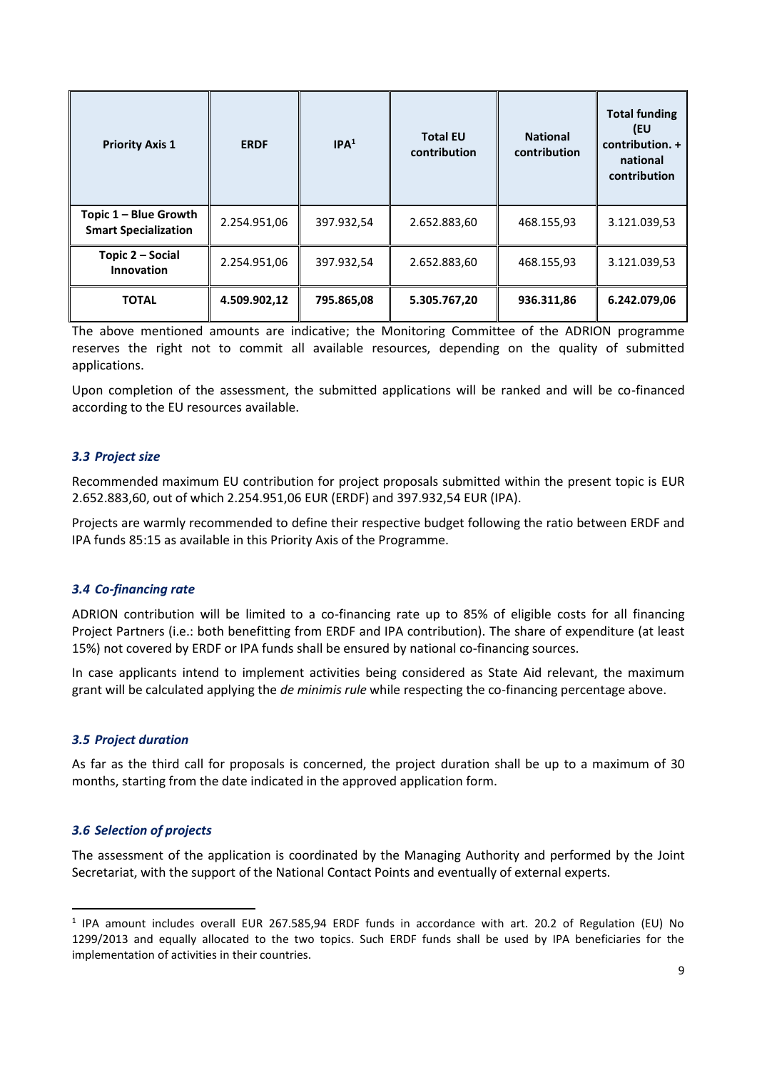| Priority Axis 1 | ERDF | IPA[1] | Total EU contribution | National contribution | Total funding (EU contribution. + national contribution |
|---|---|---|---|---|---|
| Topic 1 – Blue Growth Smart Specialization | 2.254.951,06 | 397.932,54 | 2.652.883,60 | 468.155,93 | 3.121.039,53 |
| Topic 2 – Social Innovation | 2.254.951,06 | 397.932,54 | 2.652.883,60 | 468.155,93 | 3.121.039,53 |
| **TOTAL** | **4.509.902,12** | **795.865,08** | **5.305.767,20** | **936.311,86** | **6.242.079,06** |

The above mentioned amounts are indicative; the Monitoring Committee of the ADRION programme reserves the right not to commit all available resources, depending on the quality of submitted applications.

Upon completion of the assessment, the submitted applications will be ranked and will be co-financed according to the EU resources available.

### *3.3 Project size*

Recommended maximum EU contribution for project proposals submitted within the present topic is EUR 2.652.883,60, out of which 2.254.951,06 EUR (ERDF) and 397.932,54 EUR (IPA).

Projects are warmly recommended to define their respective budget following the ratio between ERDF and IPA funds 85:15 as available in this Priority Axis of the Programme.

### *3.4 Co-financing rate*

ADRION contribution will be limited to a co-financing rate up to 85% of eligible costs for all financing Project Partners (i.e.: both benefitting from ERDF and IPA contribution). The share of expenditure (at least 15%) not covered by ERDF or IPA funds shall be ensured by national co-financing sources.

In case applicants intend to implement activities being considered as State Aid relevant, the maximum grant will be calculated applying the *de minimis rule* while respecting the co-financing percentage above.

### *3.5 Project duration*

As far as the third call for proposals is concerned, the project duration shall be up to a maximum of 30 months, starting from the date indicated in the approved application form.

### *3.6 Selection of projects*

The assessment of the application is coordinated by the Managing Authority and performed by the Joint Secretariat, with the support of the National Contact Points and eventually of external experts.

[1] IPA amount includes overall EUR 267.585,94 ERDF funds in accordance with art. 20.2 of Regulation (EU) No 1299/2013 and equally allocated to the two topics. Such ERDF funds shall be used by IPA beneficiaries for the implementation of activities in their countries.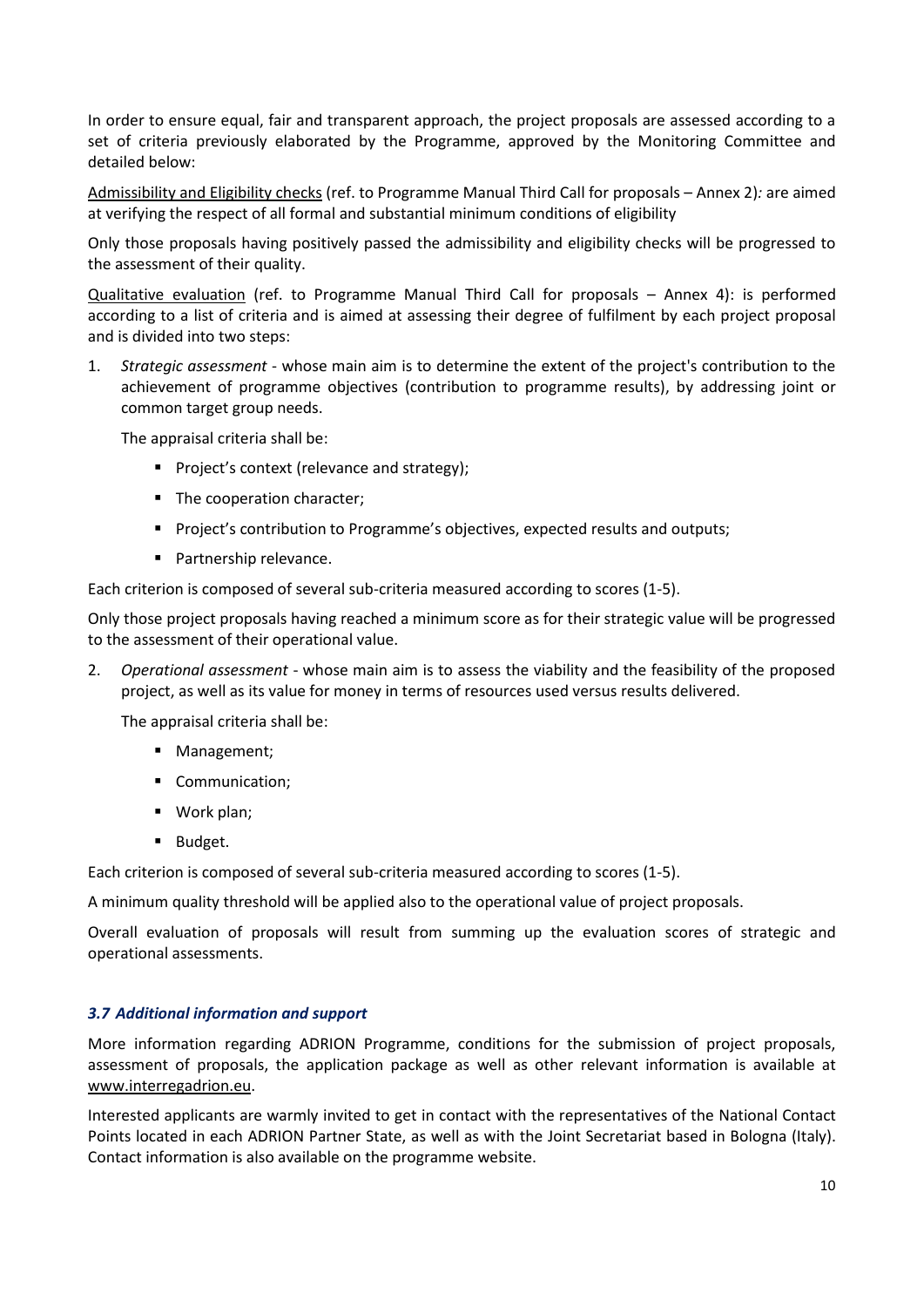In order to ensure equal, fair and transparent approach, the project proposals are assessed according to a set of criteria previously elaborated by the Programme, approved by the Monitoring Committee and detailed below:

Admissibility and Eligibility checks (ref. to Programme Manual Third Call for proposals – Annex 2)*:* are aimed at verifying the respect of all formal and substantial minimum conditions of eligibility

Only those proposals having positively passed the admissibility and eligibility checks will be progressed to the assessment of their quality.

Qualitative evaluation (ref. to Programme Manual Third Call for proposals – Annex 4): is performed according to a list of criteria and is aimed at assessing their degree of fulfilment by each project proposal and is divided into two steps:

1. *Strategic assessment* - whose main aim is to determine the extent of the project's contribution to the achievement of programme objectives (contribution to programme results), by addressing joint or common target group needs.

   The appraisal criteria shall be:

   - Project's context (relevance and strategy);
   - The cooperation character;
   - Project's contribution to Programme's objectives, expected results and outputs;
   - Partnership relevance.

Each criterion is composed of several sub-criteria measured according to scores (1-5).

Only those project proposals having reached a minimum score as for their strategic value will be progressed to the assessment of their operational value.

2. *Operational assessment* - whose main aim is to assess the viability and the feasibility of the proposed project, as well as its value for money in terms of resources used versus results delivered.

   The appraisal criteria shall be:

   - Management;
   - Communication;
   - Work plan;
   - Budget.

Each criterion is composed of several sub-criteria measured according to scores (1-5).

A minimum quality threshold will be applied also to the operational value of project proposals.

Overall evaluation of proposals will result from summing up the evaluation scores of strategic and operational assessments.

### *3.7 Additional information and support*

More information regarding ADRION Programme, conditions for the submission of project proposals, assessment of proposals, the application package as well as other relevant information is available at www.interregadrion.eu.

Interested applicants are warmly invited to get in contact with the representatives of the National Contact Points located in each ADRION Partner State, as well as with the Joint Secretariat based in Bologna (Italy). Contact information is also available on the programme website.